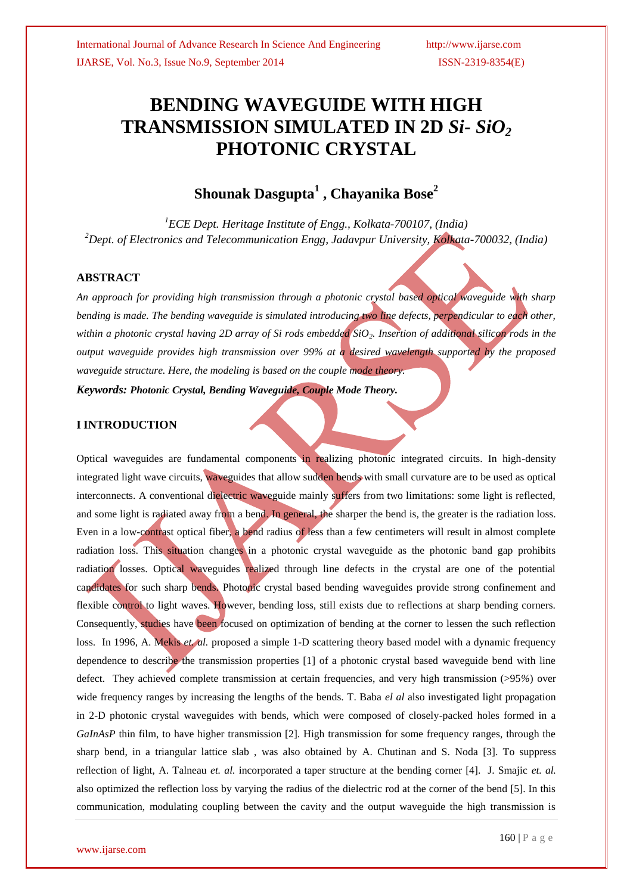# BENDING WAVEGUIDE WITH HIGH TRANSMISSION SIMULATED IN 2D *Si- SiO$_2$* PHOTONIC CRYSTAL

## Shounak Dasgupta[1] , Chayanika Bose[2]

*[1]ECE Dept. Heritage Institute of Engg., Kolkata-700107, (India)*
*[2]Dept. of Electronics and Telecommunication Engg, Jadavpur University, Kolkata-700032, (India)*

### ABSTRACT

*An approach for providing high transmission through a photonic crystal based optical waveguide with sharp bending is made. The bending waveguide is simulated introducing two line defects, perpendicular to each other, within a photonic crystal having 2D array of Si rods embedded $SiO_2$. Insertion of additional silicon rods in the output waveguide provides high transmission over 99% at a desired wavelength supported by the proposed waveguide structure. Here, the modeling is based on the couple mode theory.*

***Keywords: Photonic Crystal, Bending Waveguide, Couple Mode Theory.***

### I INTRODUCTION

Optical waveguides are fundamental components in realizing photonic integrated circuits. In high-density integrated light wave circuits, waveguides that allow sudden bends with small curvature are to be used as optical interconnects. A conventional dielectric waveguide mainly suffers from two limitations: some light is reflected, and some light is radiated away from a bend. In general, the sharper the bend is, the greater is the radiation loss. Even in a low-contrast optical fiber, a bend radius of less than a few centimeters will result in almost complete radiation loss. This situation changes in a photonic crystal waveguide as the photonic band gap prohibits radiation losses. Optical waveguides realized through line defects in the crystal are one of the potential candidates for such sharp bends. Photonic crystal based bending waveguides provide strong confinement and flexible control to light waves. However, bending loss, still exists due to reflections at sharp bending corners. Consequently, studies have been focused on optimization of bending at the corner to lessen the such reflection loss. In 1996, A. Mekis *et. al.* proposed a simple 1-D scattering theory based model with a dynamic frequency dependence to describe the transmission properties [1] of a photonic crystal based waveguide bend with line defect. They achieved complete transmission at certain frequencies, and very high transmission (>95%) over wide frequency ranges by increasing the lengths of the bends. T. Baba *el al* also investigated light propagation in 2-D photonic crystal waveguides with bends, which were composed of closely-packed holes formed in a *GaInAsP* thin film, to have higher transmission [2]. High transmission for some frequency ranges, through the sharp bend, in a triangular lattice slab , was also obtained by A. Chutinan and S. Noda [3]. To suppress reflection of light, A. Talneau *et. al.* incorporated a taper structure at the bending corner [4]. J. Smajic *et. al.* also optimized the reflection loss by varying the radius of the dielectric rod at the corner of the bend [5]. In this communication, modulating coupling between the cavity and the output waveguide the high transmission is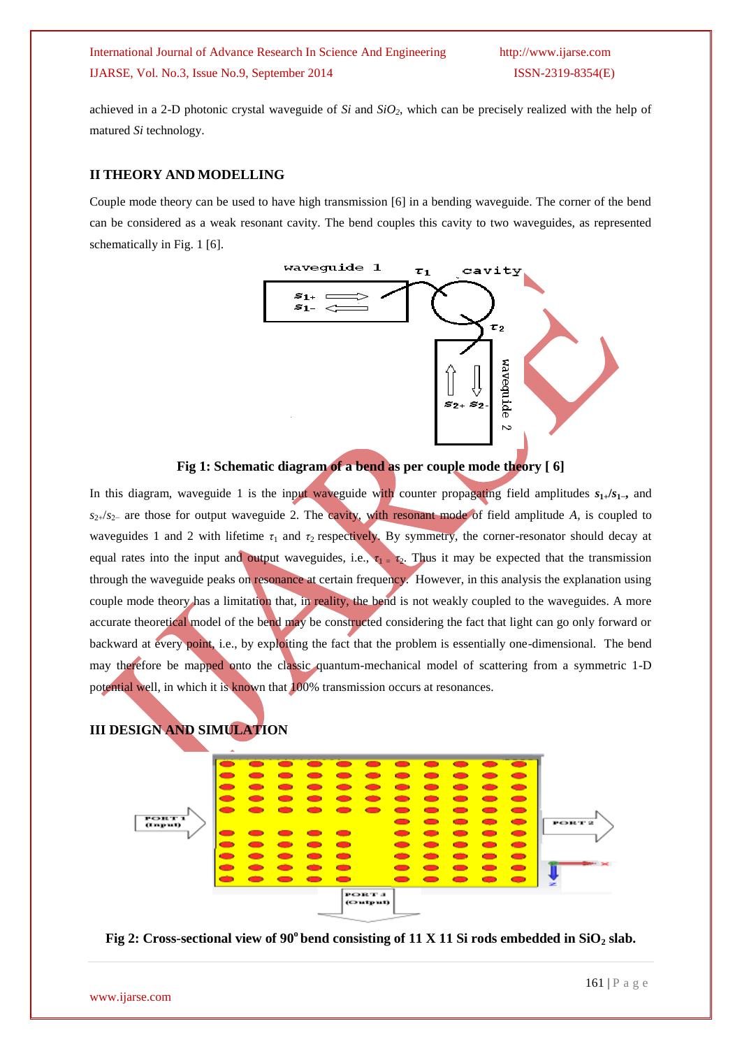achieved in a 2-D photonic crystal waveguide of *Si* and $SiO_2$, which can be precisely realized with the help of matured *Si* technology.

## II THEORY AND MODELLING

Couple mode theory can be used to have high transmission [6] in a bending waveguide. The corner of the bend can be considered as a weak resonant cavity. The bend couples this cavity to two waveguides, as represented schematically in Fig. 1 [6].

waveguide 1

$s_{1+}$

$s_{1-}$

$\tau_1$

cavity

$\tau_2$

$s_{2+}$ $s_{2-}$

waveguide 2

**Fig 1: Schematic diagram of a bend as per couple mode theory [ 6]**

In this diagram, waveguide 1 is the input waveguide with counter propagating field amplitudes $s_{1+}/s_{1-}$, and $s_{2+}/s_{2-}$ are those for output waveguide 2. The cavity, with resonant mode of field amplitude *A*, is coupled to waveguides 1 and 2 with lifetime $\tau_1$ and $\tau_2$ respectively. By symmetry, the corner-resonator should decay at equal rates into the input and output waveguides, i.e., $\tau_1 = \tau_2$. Thus it may be expected that the transmission through the waveguide peaks on resonance at certain frequency. However, in this analysis the explanation using couple mode theory has a limitation that, in reality, the bend is not weakly coupled to the waveguides. A more accurate theoretical model of the bend may be constructed considering the fact that light can go only forward or backward at every point, i.e., by exploiting the fact that the problem is essentially one-dimensional. The bend may therefore be mapped onto the classic quantum-mechanical model of scattering from a symmetric 1-D potential well, in which it is known that 100% transmission occurs at resonances.

## III DESIGN AND SIMULATION

PORT 1 (Input)

PORT 2

PORT 3 (Output)

**Fig 2: Cross-sectional view of 90$^o$ bend consisting of 11 X 11 Si rods embedded in $SiO_2$ slab.**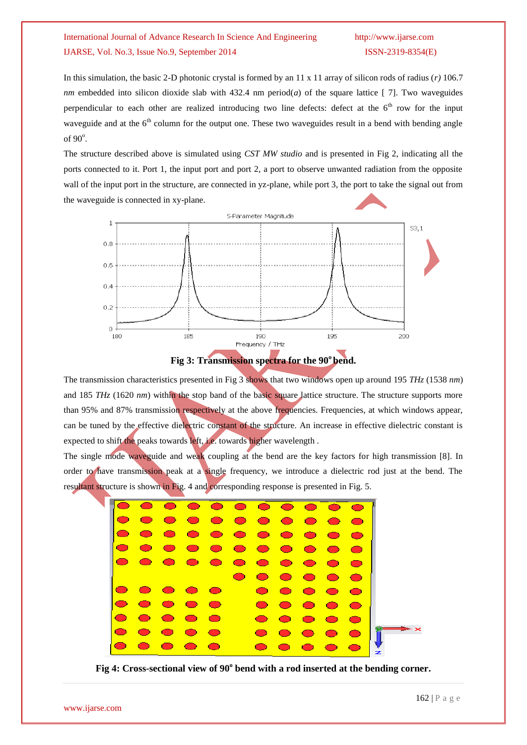In this simulation, the basic 2-D photonic crystal is formed by an 11 x 11 array of silicon rods of radius (*r)* 106.7 *nm* embedded into silicon dioxide slab with 432.4 nm period(*a*) of the square lattice [ 7]. Two waveguides perpendicular to each other are realized introducing two line defects: defect at the 6th row for the input waveguide and at the 6th column for the output one. These two waveguides result in a bend with bending angle of 90°.

The structure described above is simulated using *CST MW studio* and is presented in Fig 2, indicating all the ports connected to it. Port 1, the input port and port 2, a port to observe unwanted radiation from the opposite wall of the input port in the structure, are connected in yz-plane, while port 3, the port to take the signal out from the waveguide is connected in xy-plane.

**Fig 3: Transmission spectra for the 90° bend.**

The transmission characteristics presented in Fig 3 shows that two windows open up around 195 *THz* (1538 *nm*) and 185 *THz* (1620 *nm*) within the stop band of the basic square lattice structure. The structure supports more than 95% and 87% transmission respectively at the above frequencies. Frequencies, at which windows appear, can be tuned by the effective dielectric constant of the structure. An increase in effective dielectric constant is expected to shift the peaks towards left, i.e. towards higher wavelength .

The single mode waveguide and weak coupling at the bend are the key factors for high transmission [8]. In order to have transmission peak at a single frequency, we introduce a dielectric rod just at the bend. The resultant structure is shown in Fig. 4 and corresponding response is presented in Fig. 5.

**Fig 4: Cross-sectional view of 90° bend with a rod inserted at the bending corner.**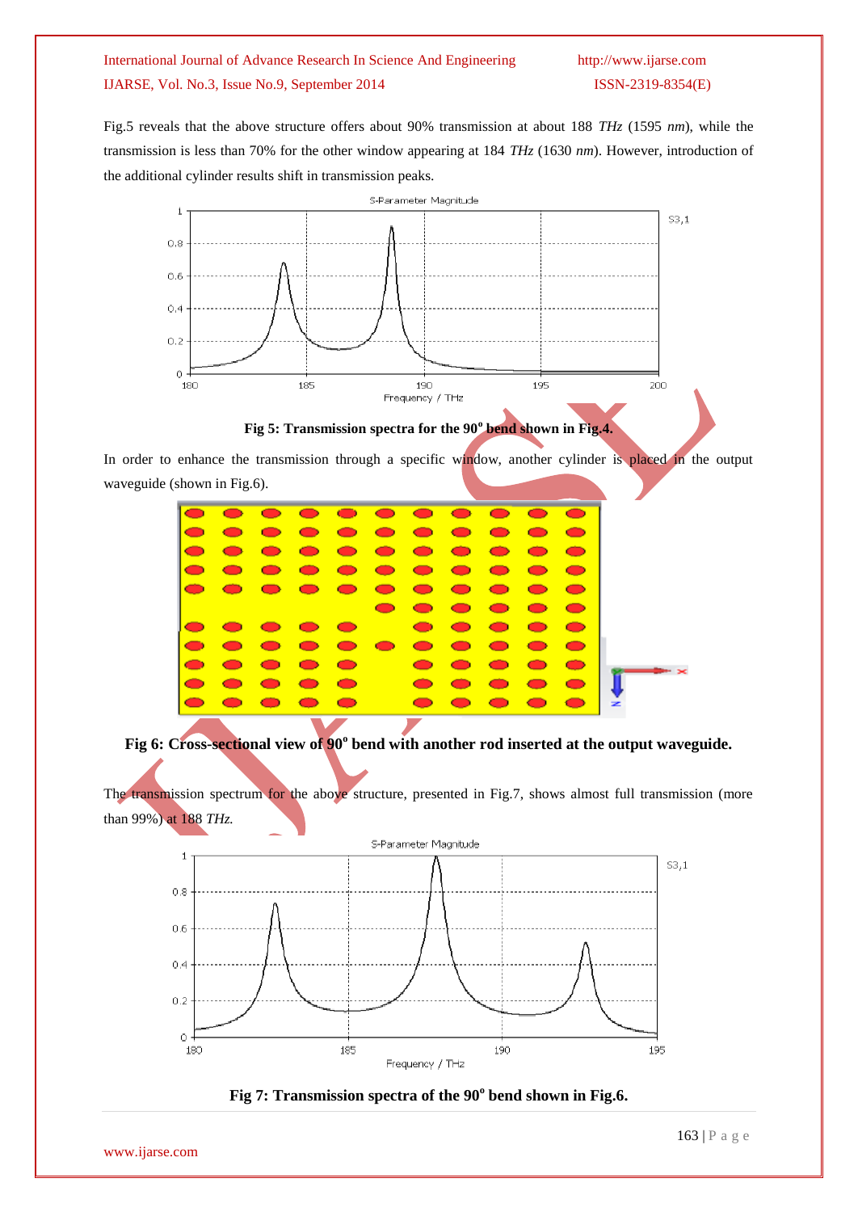Fig.5 reveals that the above structure offers about 90% transmission at about 188 *THz* (1595 *nm*), while the transmission is less than 70% for the other window appearing at 184 *THz* (1630 *nm*). However, introduction of the additional cylinder results shift in transmission peaks.

S-Parameter Magnitude

S3,1

1
0.8
0.6
0.4
0.2
0

180
185
190
195
200

Frequency / THz

**Fig 5: Transmission spectra for the 90$^{o}$ bend shown in Fig.4.**

In order to enhance the transmission through a specific window, another cylinder is placed in the output waveguide (shown in Fig.6).

**Fig 6: Cross-sectional view of 90$^{o}$ bend with another rod inserted at the output waveguide.**

The transmission spectrum for the above structure, presented in Fig.7, shows almost full transmission (more than 99%) at 188 *THz.*

S-Parameter Magnitude

S3,1

1
0.8
0.6
0.4
0.2
0

180
185
190
195

Frequency / THz

**Fig 7: Transmission spectra of the 90$^{o}$ bend shown in Fig.6.**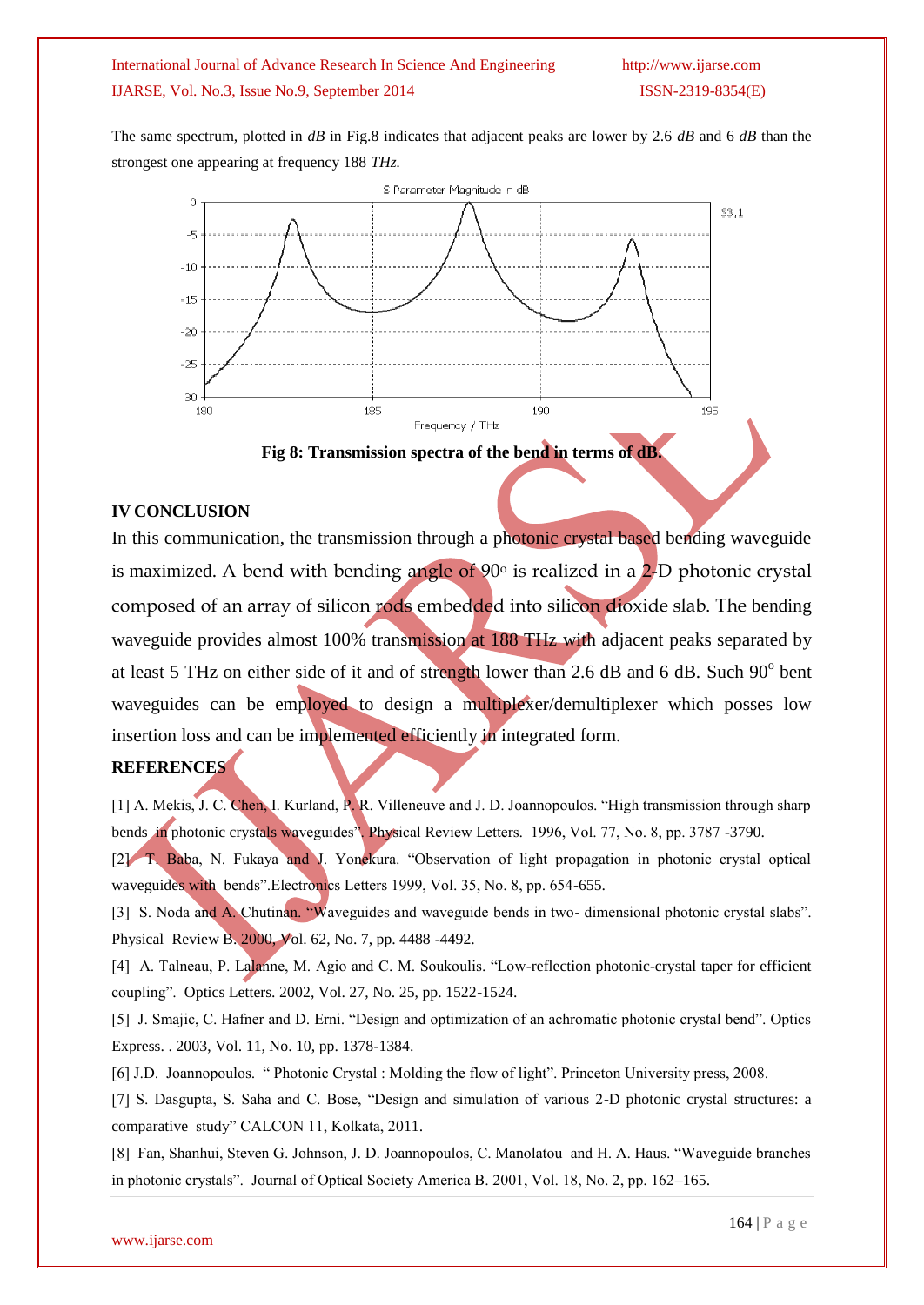The same spectrum, plotted in *dB* in Fig.8 indicates that adjacent peaks are lower by 2.6 *dB* and 6 *dB* than the strongest one appearing at frequency 188 *THz.*

S-Parameter Magnitude in dB

S3,1

0
-5
-10
-15
-20
-25
-30

180
185
190
195

Frequency / THz

**Fig 8: Transmission spectra of the bend in terms of dB.**

## IV CONCLUSION

In this communication, the transmission through a photonic crystal based bending waveguide is maximized. A bend with bending angle of 90$^o$ is realized in a 2-D photonic crystal composed of an array of silicon rods embedded into silicon dioxide slab. The bending waveguide provides almost 100% transmission at 188 THz with adjacent peaks separated by at least 5 THz on either side of it and of strength lower than 2.6 dB and 6 dB. Such 90$^o$ bent waveguides can be employed to design a multiplexer/demultiplexer which posses low insertion loss and can be implemented efficiently in integrated form.

## REFERENCES

[1] A. Mekis, J. C. Chen, I. Kurland, P. R. Villeneuve and J. D. Joannopoulos. "High transmission through sharp bends in photonic crystals waveguides". Physical Review Letters. 1996, Vol. 77, No. 8, pp. 3787 -3790.

[2] T. Baba, N. Fukaya and J. Yonekura. "Observation of light propagation in photonic crystal optical waveguides with bends".Electronics Letters 1999, Vol. 35, No. 8, pp. 654-655.

[3] S. Noda and A. Chutinan. "Waveguides and waveguide bends in two- dimensional photonic crystal slabs". Physical Review B. 2000, Vol. 62, No. 7, pp. 4488 -4492.

[4] A. Talneau, P. Lalanne, M. Agio and C. M. Soukoulis. "Low-reflection photonic-crystal taper for efficient coupling". Optics Letters. 2002, Vol. 27, No. 25, pp. 1522-1524.

[5] J. Smajic, C. Hafner and D. Erni. "Design and optimization of an achromatic photonic crystal bend". Optics Express. . 2003, Vol. 11, No. 10, pp. 1378-1384.

[6] J.D. Joannopoulos. " Photonic Crystal : Molding the flow of light". Princeton University press, 2008.

[7] S. Dasgupta, S. Saha and C. Bose, "Design and simulation of various 2-D photonic crystal structures: a comparative study" CALCON 11, Kolkata, 2011.

[8] Fan, Shanhui, Steven G. Johnson, J. D. Joannopoulos, C. Manolatou and H. A. Haus. "Waveguide branches in photonic crystals". Journal of Optical Society America B. 2001, Vol. 18, No. 2, pp. 162–165.